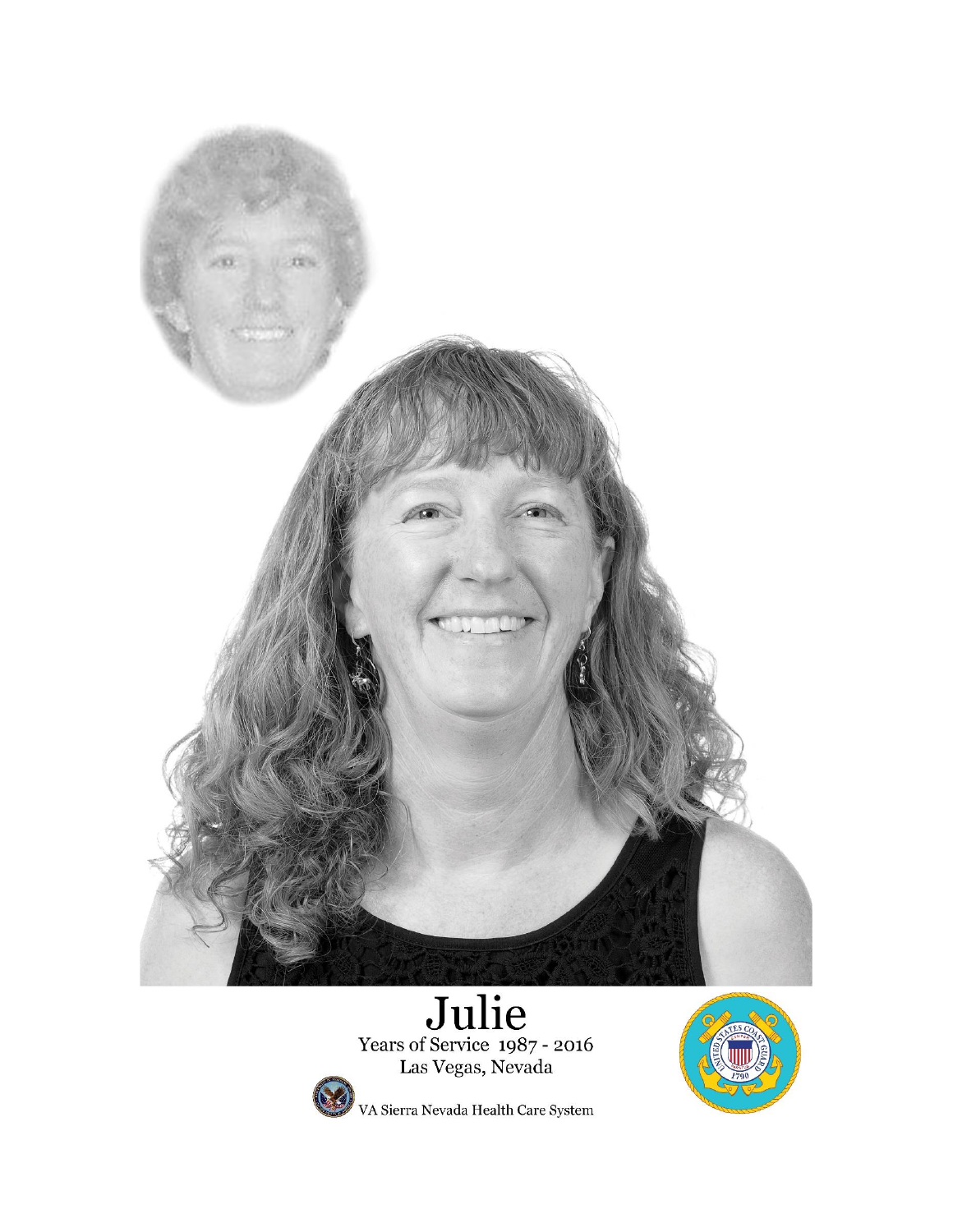# Julie

Years of Service 1987 - 2016

Las Vegas, Nevada

VA Sierra Nevada Health Care System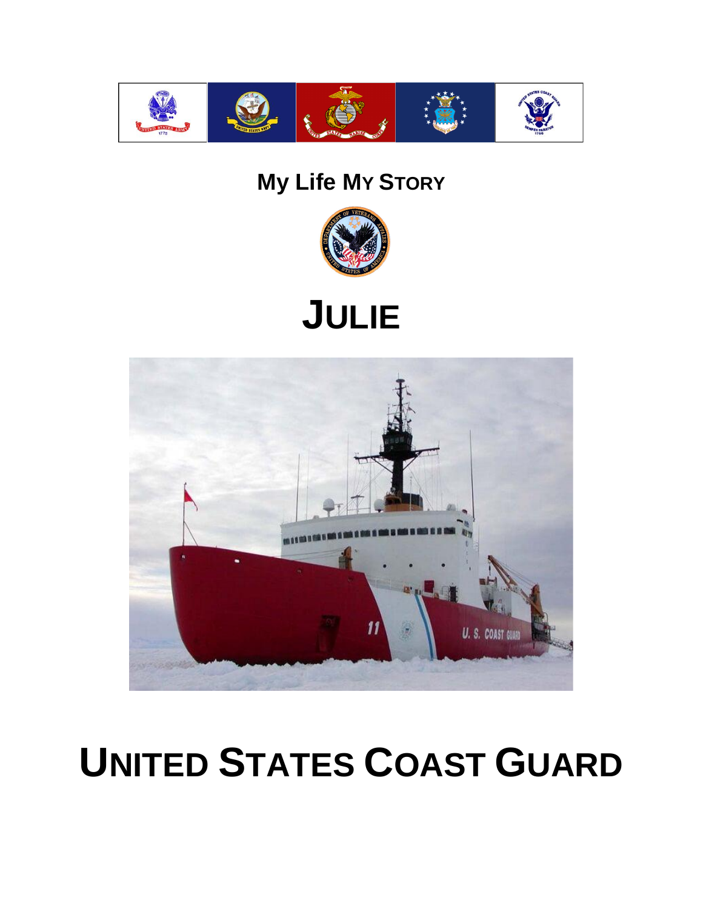## My Life My Story

# JULIE

# UNITED STATES COAST GUARD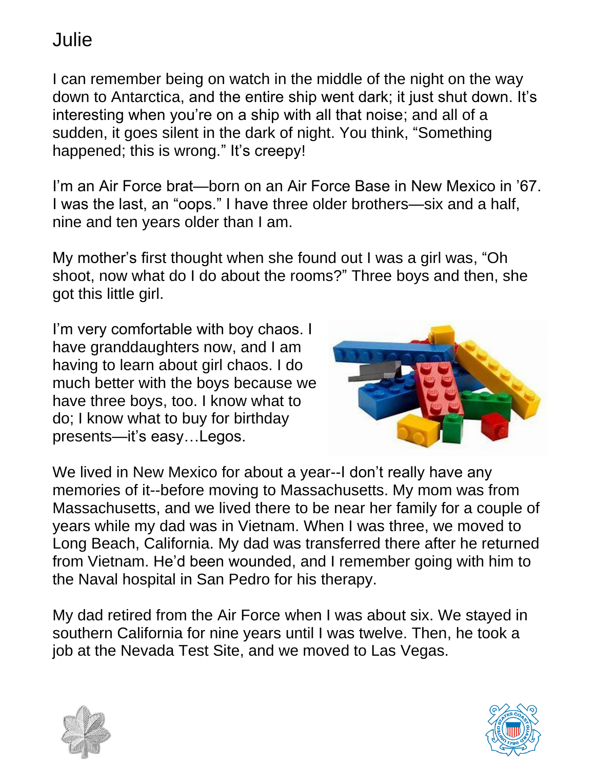# Julie

I can remember being on watch in the middle of the night on the way down to Antarctica, and the entire ship went dark; it just shut down. It's interesting when you're on a ship with all that noise; and all of a sudden, it goes silent in the dark of night. You think, "Something happened; this is wrong." It's creepy!

I'm an Air Force brat—born on an Air Force Base in New Mexico in '67. I was the last, an "oops." I have three older brothers—six and a half, nine and ten years older than I am.

My mother's first thought when she found out I was a girl was, "Oh shoot, now what do I do about the rooms?" Three boys and then, she got this little girl.

I'm very comfortable with boy chaos. I have granddaughters now, and I am having to learn about girl chaos. I do much better with the boys because we have three boys, too. I know what to do; I know what to buy for birthday presents—it's easy…Legos.

We lived in New Mexico for about a year--I don't really have any memories of it--before moving to Massachusetts. My mom was from Massachusetts, and we lived there to be near her family for a couple of years while my dad was in Vietnam. When I was three, we moved to Long Beach, California. My dad was transferred there after he returned from Vietnam. He'd been wounded, and I remember going with him to the Naval hospital in San Pedro for his therapy.

My dad retired from the Air Force when I was about six. We stayed in southern California for nine years until I was twelve. Then, he took a job at the Nevada Test Site, and we moved to Las Vegas.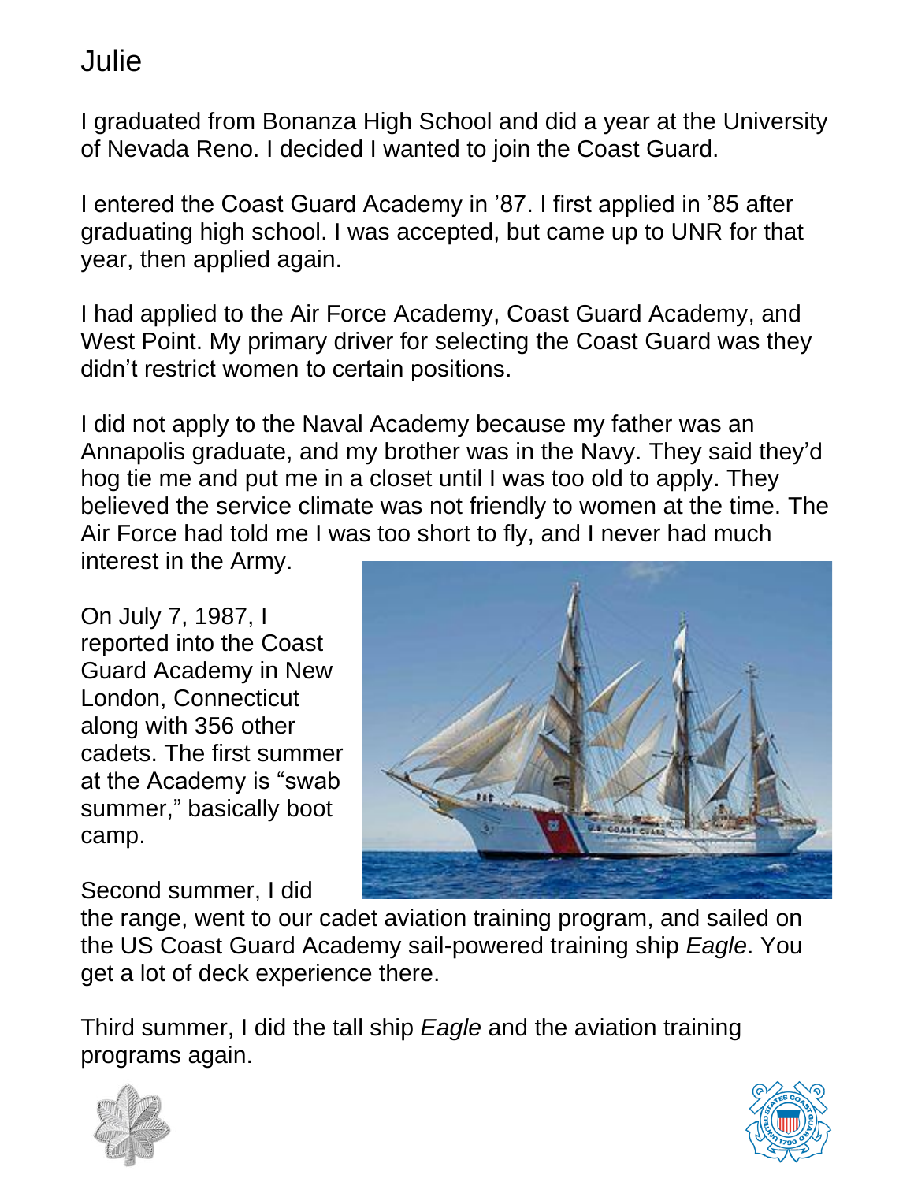# Julie

I graduated from Bonanza High School and did a year at the University of Nevada Reno. I decided I wanted to join the Coast Guard.

I entered the Coast Guard Academy in '87. I first applied in '85 after graduating high school. I was accepted, but came up to UNR for that year, then applied again.

I had applied to the Air Force Academy, Coast Guard Academy, and West Point. My primary driver for selecting the Coast Guard was they didn't restrict women to certain positions.

I did not apply to the Naval Academy because my father was an Annapolis graduate, and my brother was in the Navy. They said they'd hog tie me and put me in a closet until I was too old to apply. They believed the service climate was not friendly to women at the time. The Air Force had told me I was too short to fly, and I never had much interest in the Army.

On July 7, 1987, I reported into the Coast Guard Academy in New London, Connecticut along with 356 other cadets. The first summer at the Academy is "swab summer," basically boot camp.

Second summer, I did the range, went to our cadet aviation training program, and sailed on the US Coast Guard Academy sail-powered training ship *Eagle*. You get a lot of deck experience there.

Third summer, I did the tall ship *Eagle* and the aviation training programs again.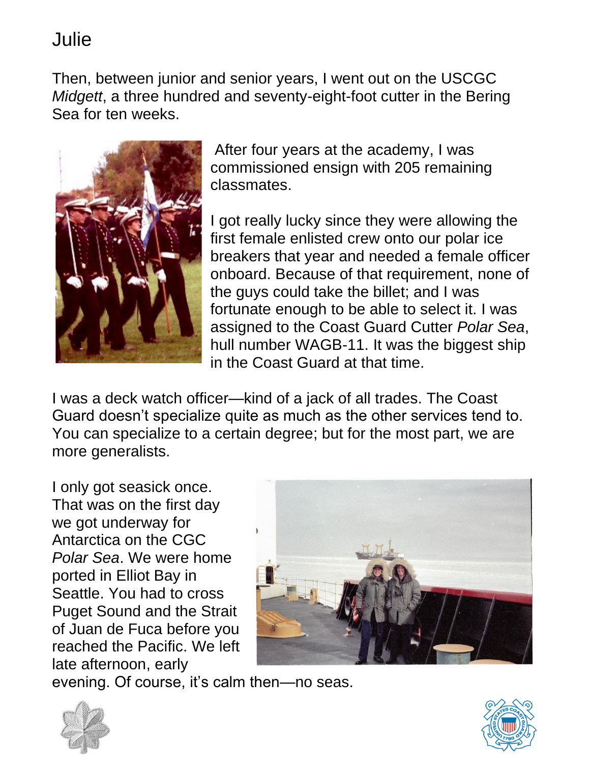# Julie

Then, between junior and senior years, I went out on the USCGC *Midgett*, a three hundred and seventy-eight-foot cutter in the Bering Sea for ten weeks.

After four years at the academy, I was commissioned ensign with 205 remaining classmates.

I got really lucky since they were allowing the first female enlisted crew onto our polar ice breakers that year and needed a female officer onboard. Because of that requirement, none of the guys could take the billet; and I was fortunate enough to be able to select it. I was assigned to the Coast Guard Cutter *Polar Sea*, hull number WAGB-11. It was the biggest ship in the Coast Guard at that time.

I was a deck watch officer—kind of a jack of all trades. The Coast Guard doesn't specialize quite as much as the other services tend to. You can specialize to a certain degree; but for the most part, we are more generalists.

I only got seasick once. That was on the first day we got underway for Antarctica on the CGC *Polar Sea*. We were home ported in Elliot Bay in Seattle. You had to cross Puget Sound and the Strait of Juan de Fuca before you reached the Pacific. We left late afternoon, early evening. Of course, it's calm then—no seas.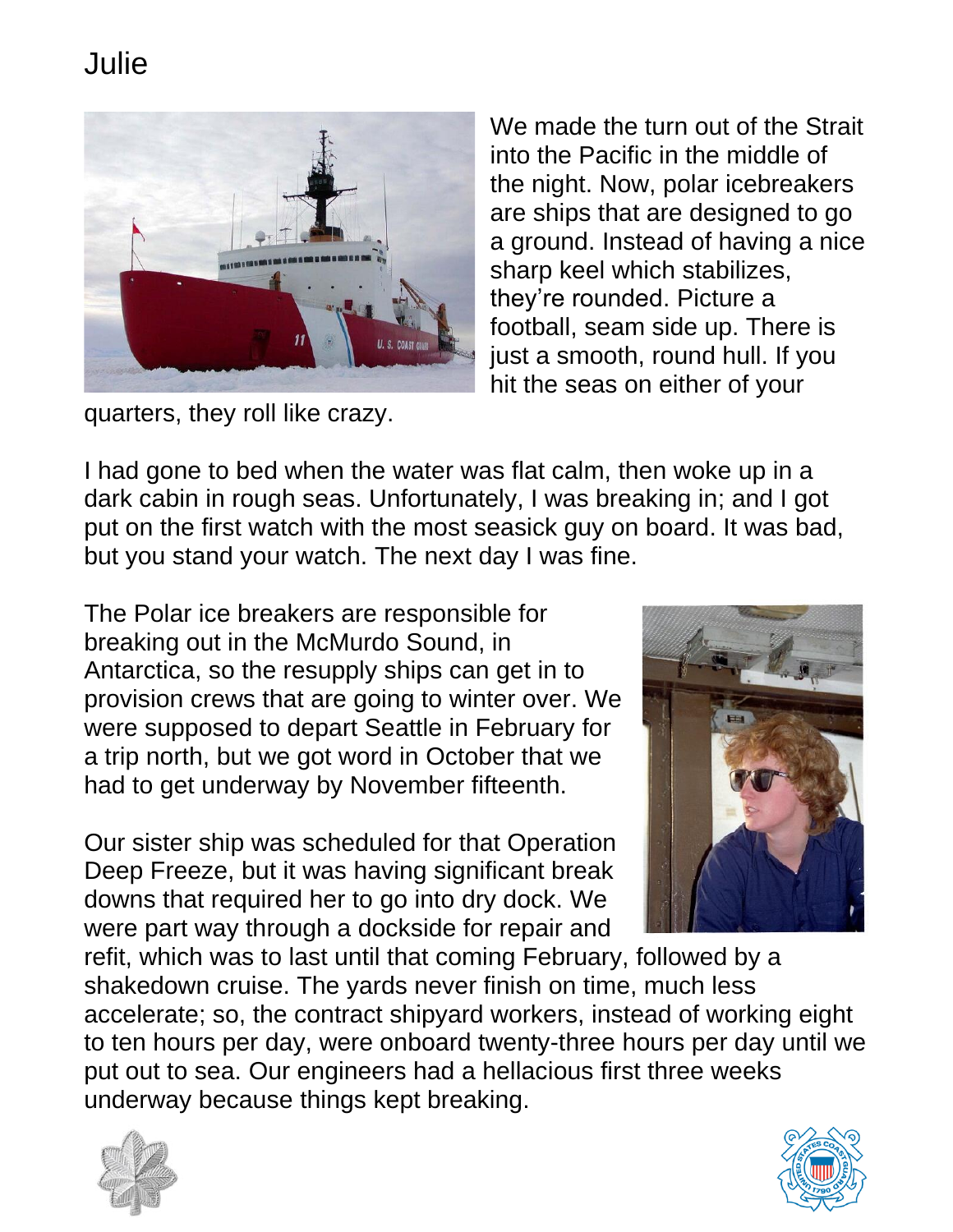# Julie

We made the turn out of the Strait into the Pacific in the middle of the night. Now, polar icebreakers are ships that are designed to go a ground. Instead of having a nice sharp keel which stabilizes, they're rounded. Picture a football, seam side up. There is just a smooth, round hull. If you hit the seas on either of your quarters, they roll like crazy.

I had gone to bed when the water was flat calm, then woke up in a dark cabin in rough seas. Unfortunately, I was breaking in; and I got put on the first watch with the most seasick guy on board. It was bad, but you stand your watch. The next day I was fine.

The Polar ice breakers are responsible for breaking out in the McMurdo Sound, in Antarctica, so the resupply ships can get in to provision crews that are going to winter over. We were supposed to depart Seattle in February for a trip north, but we got word in October that we had to get underway by November fifteenth.

Our sister ship was scheduled for that Operation Deep Freeze, but it was having significant break downs that required her to go into dry dock. We were part way through a dockside for repair and refit, which was to last until that coming February, followed by a shakedown cruise. The yards never finish on time, much less accelerate; so, the contract shipyard workers, instead of working eight to ten hours per day, were onboard twenty-three hours per day until we put out to sea. Our engineers had a hellacious first three weeks underway because things kept breaking.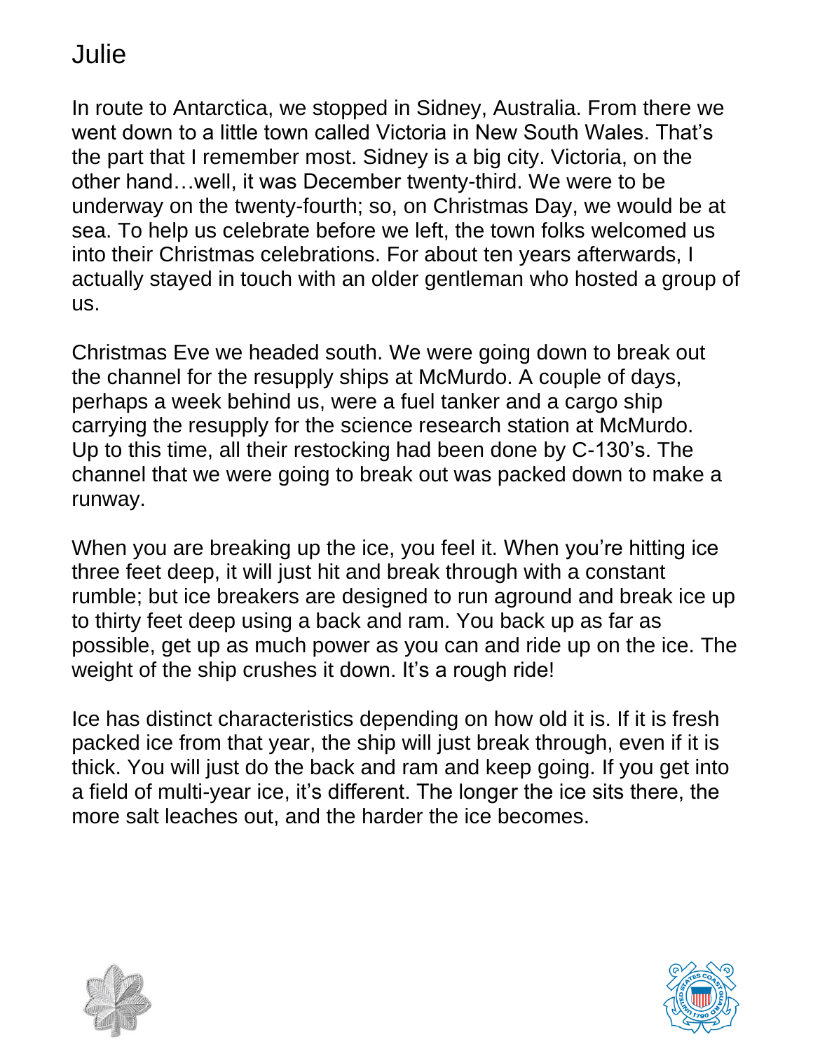# Julie

In route to Antarctica, we stopped in Sidney, Australia. From there we went down to a little town called Victoria in New South Wales. That's the part that I remember most. Sidney is a big city. Victoria, on the other hand…well, it was December twenty-third. We were to be underway on the twenty-fourth; so, on Christmas Day, we would be at sea. To help us celebrate before we left, the town folks welcomed us into their Christmas celebrations. For about ten years afterwards, I actually stayed in touch with an older gentleman who hosted a group of us.

Christmas Eve we headed south. We were going down to break out the channel for the resupply ships at McMurdo. A couple of days, perhaps a week behind us, were a fuel tanker and a cargo ship carrying the resupply for the science research station at McMurdo. Up to this time, all their restocking had been done by C-130's. The channel that we were going to break out was packed down to make a runway.

When you are breaking up the ice, you feel it. When you're hitting ice three feet deep, it will just hit and break through with a constant rumble; but ice breakers are designed to run aground and break ice up to thirty feet deep using a back and ram. You back up as far as possible, get up as much power as you can and ride up on the ice. The weight of the ship crushes it down. It's a rough ride!

Ice has distinct characteristics depending on how old it is. If it is fresh packed ice from that year, the ship will just break through, even if it is thick. You will just do the back and ram and keep going. If you get into a field of multi-year ice, it's different. The longer the ice sits there, the more salt leaches out, and the harder the ice becomes.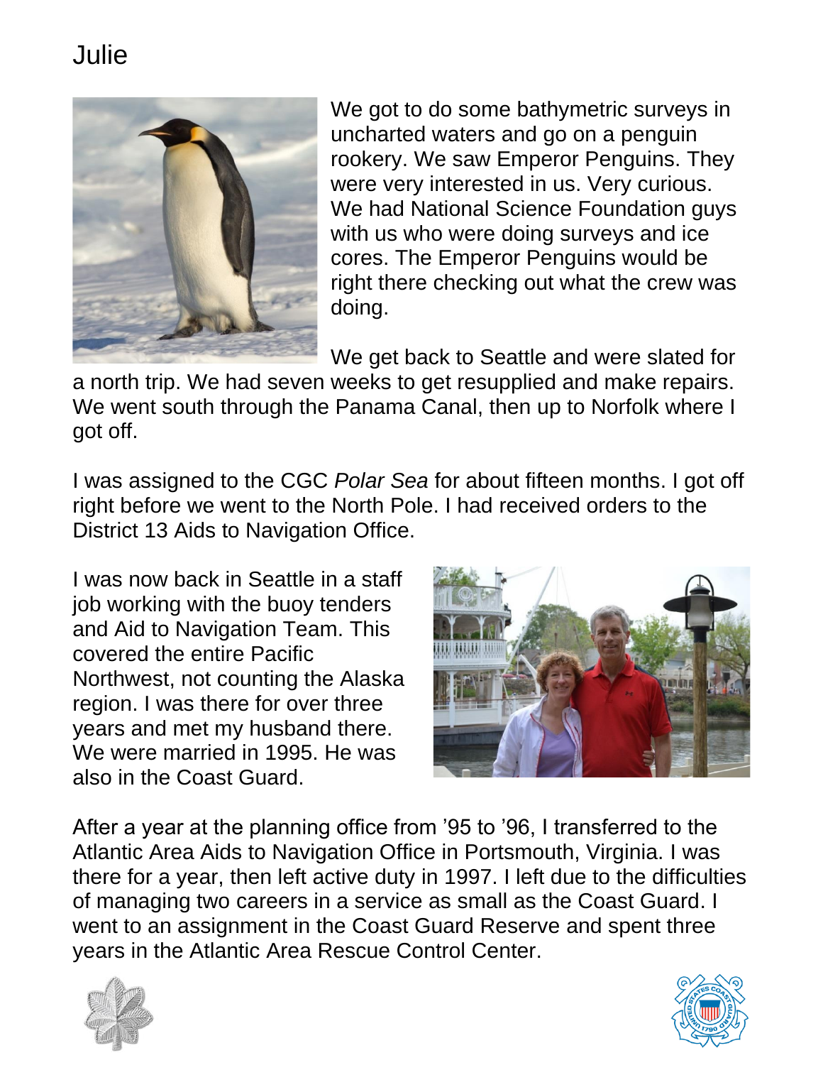# Julie

We got to do some bathymetric surveys in uncharted waters and go on a penguin rookery. We saw Emperor Penguins. They were very interested in us. Very curious. We had National Science Foundation guys with us who were doing surveys and ice cores. The Emperor Penguins would be right there checking out what the crew was doing.

We get back to Seattle and were slated for a north trip. We had seven weeks to get resupplied and make repairs. We went south through the Panama Canal, then up to Norfolk where I got off.

I was assigned to the CGC *Polar Sea* for about fifteen months. I got off right before we went to the North Pole. I had received orders to the District 13 Aids to Navigation Office.

I was now back in Seattle in a staff job working with the buoy tenders and Aid to Navigation Team. This covered the entire Pacific Northwest, not counting the Alaska region. I was there for over three years and met my husband there. We were married in 1995. He was also in the Coast Guard.

After a year at the planning office from '95 to '96, I transferred to the Atlantic Area Aids to Navigation Office in Portsmouth, Virginia. I was there for a year, then left active duty in 1997. I left due to the difficulties of managing two careers in a service as small as the Coast Guard. I went to an assignment in the Coast Guard Reserve and spent three years in the Atlantic Area Rescue Control Center.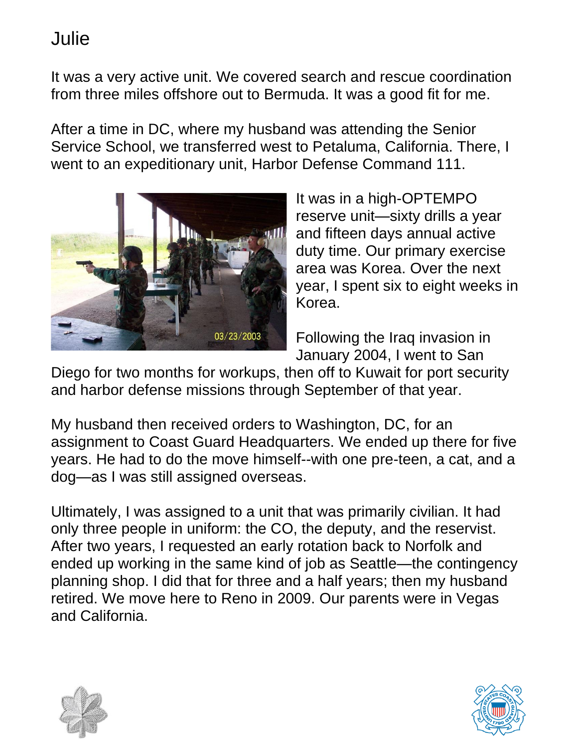# Julie

It was a very active unit. We covered search and rescue coordination from three miles offshore out to Bermuda. It was a good fit for me.

After a time in DC, where my husband was attending the Senior Service School, we transferred west to Petaluma, California. There, I went to an expeditionary unit, Harbor Defense Command 111.

It was in a high-OPTEMPO reserve unit—sixty drills a year and fifteen days annual active duty time. Our primary exercise area was Korea. Over the next year, I spent six to eight weeks in Korea.

Following the Iraq invasion in January 2004, I went to San Diego for two months for workups, then off to Kuwait for port security and harbor defense missions through September of that year.

My husband then received orders to Washington, DC, for an assignment to Coast Guard Headquarters. We ended up there for five years. He had to do the move himself--with one pre-teen, a cat, and a dog—as I was still assigned overseas.

Ultimately, I was assigned to a unit that was primarily civilian. It had only three people in uniform: the CO, the deputy, and the reservist. After two years, I requested an early rotation back to Norfolk and ended up working in the same kind of job as Seattle—the contingency planning shop. I did that for three and a half years; then my husband retired. We move here to Reno in 2009. Our parents were in Vegas and California.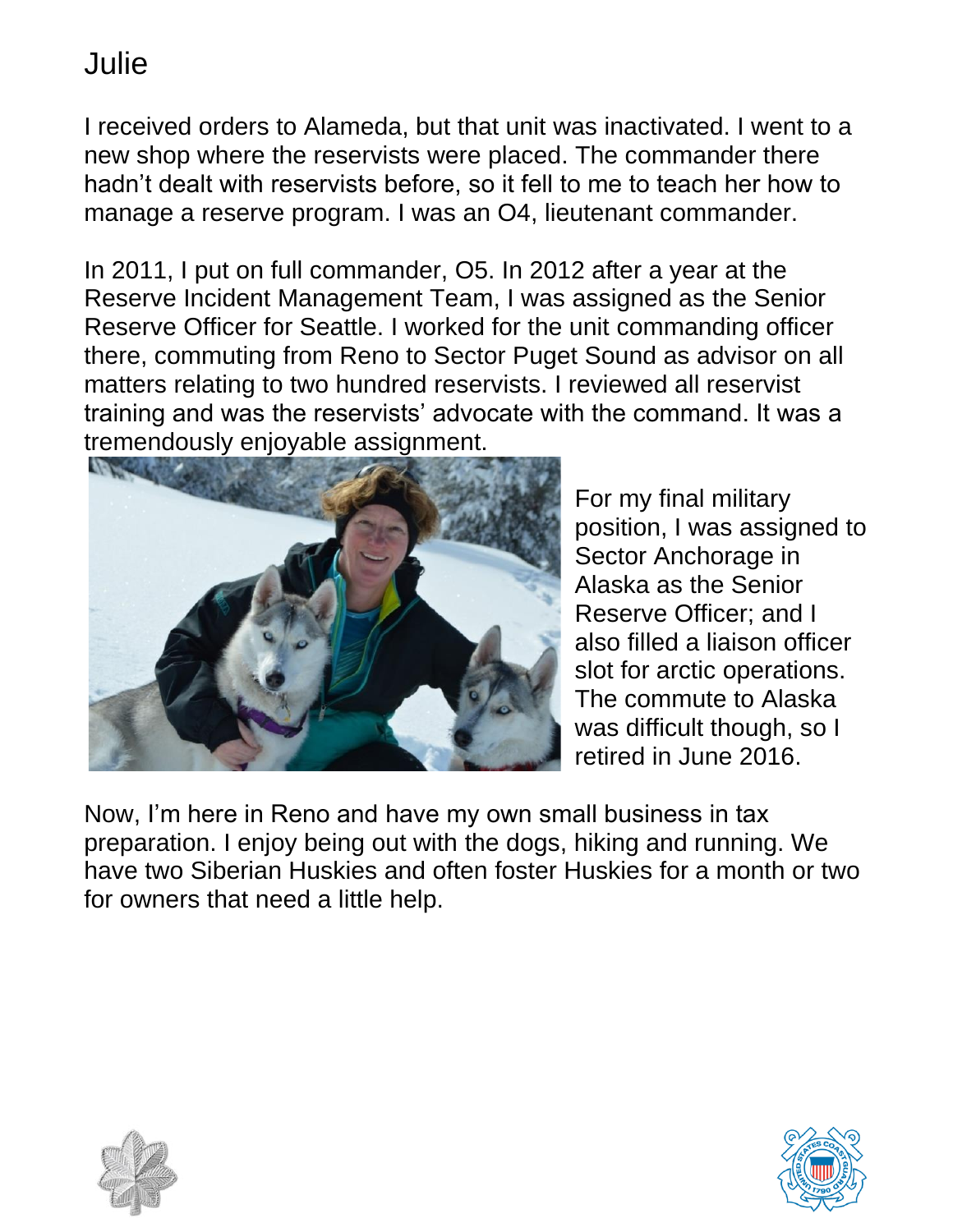# Julie

I received orders to Alameda, but that unit was inactivated. I went to a new shop where the reservists were placed. The commander there hadn't dealt with reservists before, so it fell to me to teach her how to manage a reserve program. I was an O4, lieutenant commander.

In 2011, I put on full commander, O5. In 2012 after a year at the Reserve Incident Management Team, I was assigned as the Senior Reserve Officer for Seattle. I worked for the unit commanding officer there, commuting from Reno to Sector Puget Sound as advisor on all matters relating to two hundred reservists. I reviewed all reservist training and was the reservists' advocate with the command. It was a tremendously enjoyable assignment.

For my final military position, I was assigned to Sector Anchorage in Alaska as the Senior Reserve Officer; and I also filled a liaison officer slot for arctic operations. The commute to Alaska was difficult though, so I retired in June 2016.

Now, I'm here in Reno and have my own small business in tax preparation. I enjoy being out with the dogs, hiking and running. We have two Siberian Huskies and often foster Huskies for a month or two for owners that need a little help.